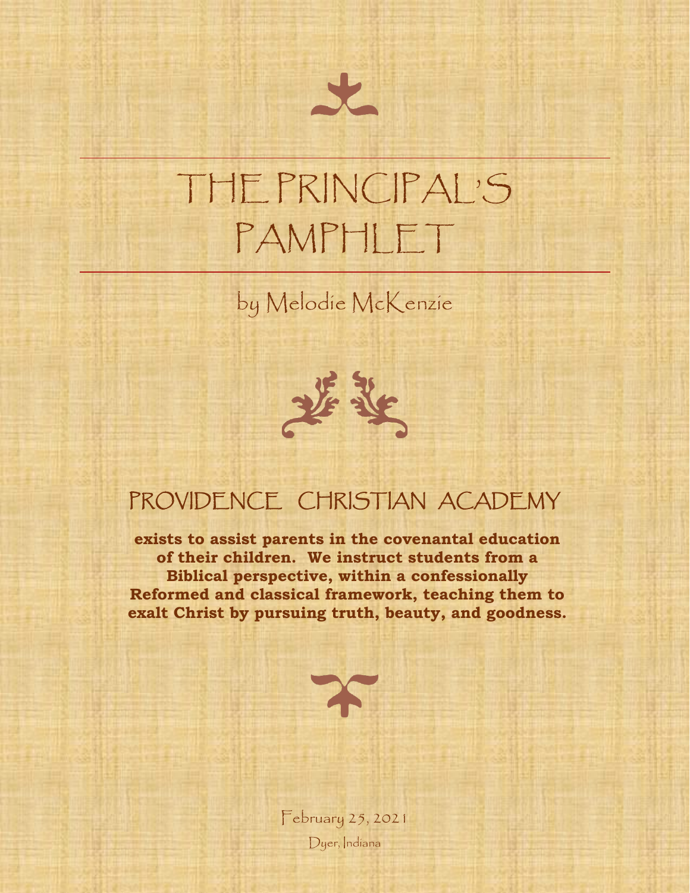# THE PRINCIPAL'S PAMPHLET

by Melodie McKenzie

## PROVIDENCE CHRISTIAN ACADEMY

**exists to assist parents in the covenantal education of their children. We instruct students from a Biblical perspective, within a confessionally Reformed and classical framework, teaching them to exalt Christ by pursuing truth, beauty, and goodness.**

February 25, 2021

Dyer, Indiana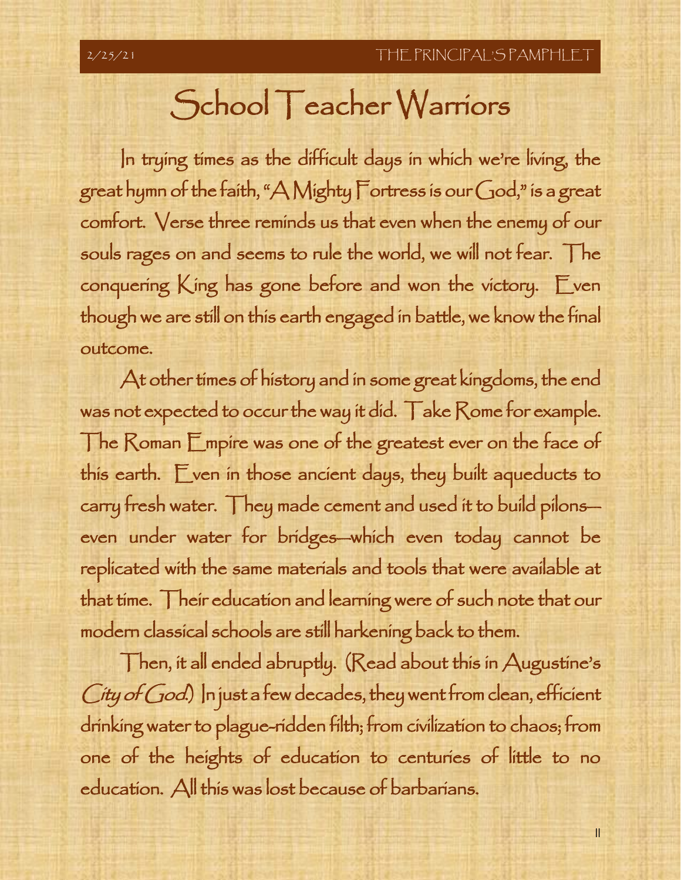# School Teacher Warriors

In trying times as the difficult days in which we're living, the great hymn of the faith, "A Mighty Fortress is our God," is a great comfort. Verse three reminds us that even when the enemy of our souls rages on and seems to rule the world, we will not fear. The conquering King has gone before and won the victory. Even though we are still on this earth engaged in battle, we know the final outcome.

At other times of history and in some great kingdoms, the end was not expected to occur the way it did. Take Rome for example. The Roman Empire was one of the greatest ever on the face of this earth. Even in those ancient days, they built aqueducts to carry fresh water. They made cement and used it to build pilons—even under water for bridges—which even today cannot be replicated with the same materials and tools that were available at that time. Their education and learning were of such note that our modern classical schools are still harkening back to them.

Then, it all ended abruptly. (Read about this in Augustine's *City of God*.) In just a few decades, they went from clean, efficient drinking water to plague-ridden filth; from civilization to chaos; from one of the heights of education to centuries of little to no education. All this was lost because of barbarians.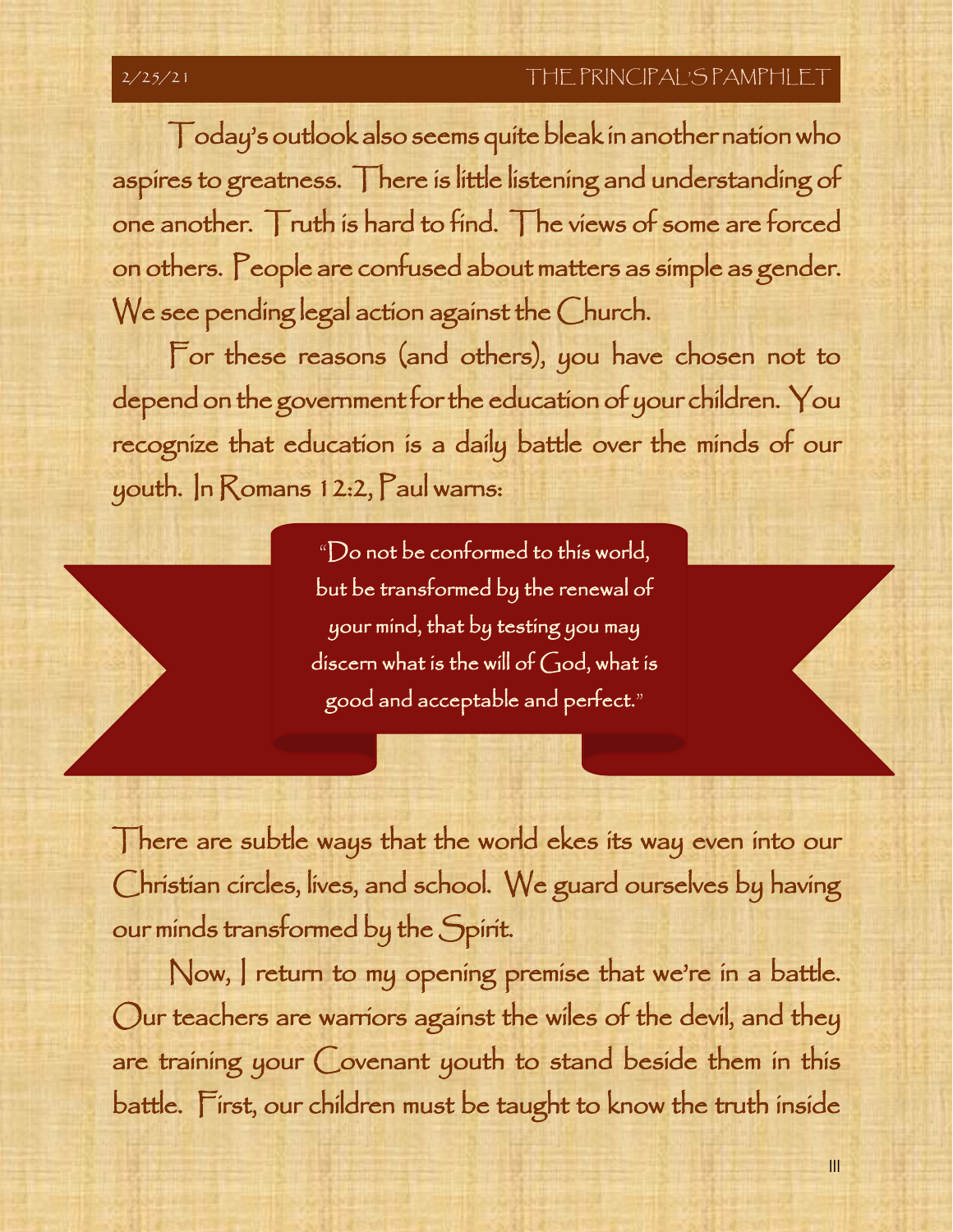Today's outlook also seems quite bleak in another nation who aspires to greatness. There is little listening and understanding of one another. Truth is hard to find. The views of some are forced on others. People are confused about matters as simple as gender. We see pending legal action against the Church.

For these reasons (and others), you have chosen not to depend on the government for the education of your children. You recognize that education is a daily battle over the minds of our youth. In Romans 12:2, Paul warns:

> "Do not be conformed to this world, but be transformed by the renewal of your mind, that by testing you may discern what is the will of God, what is good and acceptable and perfect."

There are subtle ways that the world ekes its way even into our Christian circles, lives, and school. We guard ourselves by having our minds transformed by the Spirit.

Now, I return to my opening premise that we're in a battle. Our teachers are warriors against the wiles of the devil, and they are training your Covenant youth to stand beside them in this battle. First, our children must be taught to know the truth inside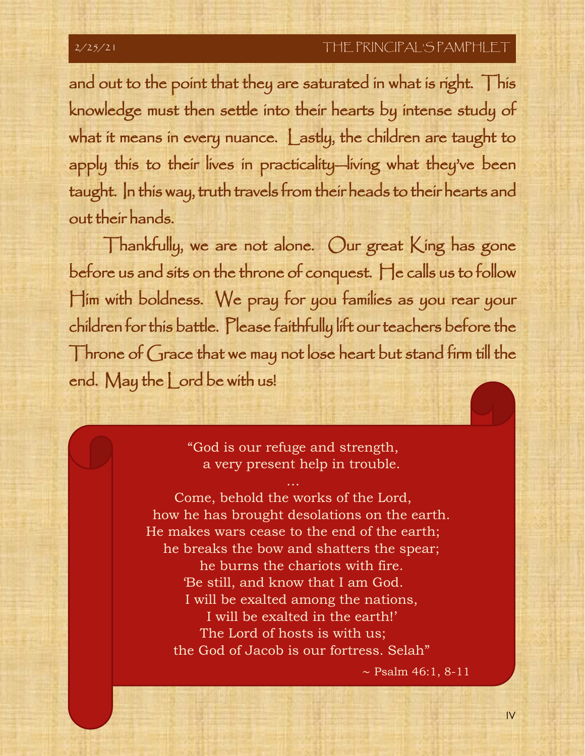and out to the point that they are saturated in what is right. This knowledge must then settle into their hearts by intense study of what it means in every nuance. Lastly, the children are taught to apply this to their lives in practicality—living what they've been taught. In this way, truth travels from their heads to their hearts and out their hands.

Thankfully, we are not alone. Our great King has gone before us and sits on the throne of conquest. He calls us to follow Him with boldness. We pray for you families as you rear your children for this battle. Please faithfully lift our teachers before the Throne of Grace that we may not lose heart but stand firm till the end. May the Lord be with us!

> "God is our refuge and strength,
> a very present help in trouble.
> …
> Come, behold the works of the Lord,
> how he has brought desolations on the earth.
> He makes wars cease to the end of the earth;
> he breaks the bow and shatters the spear;
> he burns the chariots with fire.
> 'Be still, and know that I am God.
> I will be exalted among the nations,
> I will be exalted in the earth!'
> The Lord of hosts is with us;
> the God of Jacob is our fortress. Selah"
>
> ~ Psalm 46:1, 8-11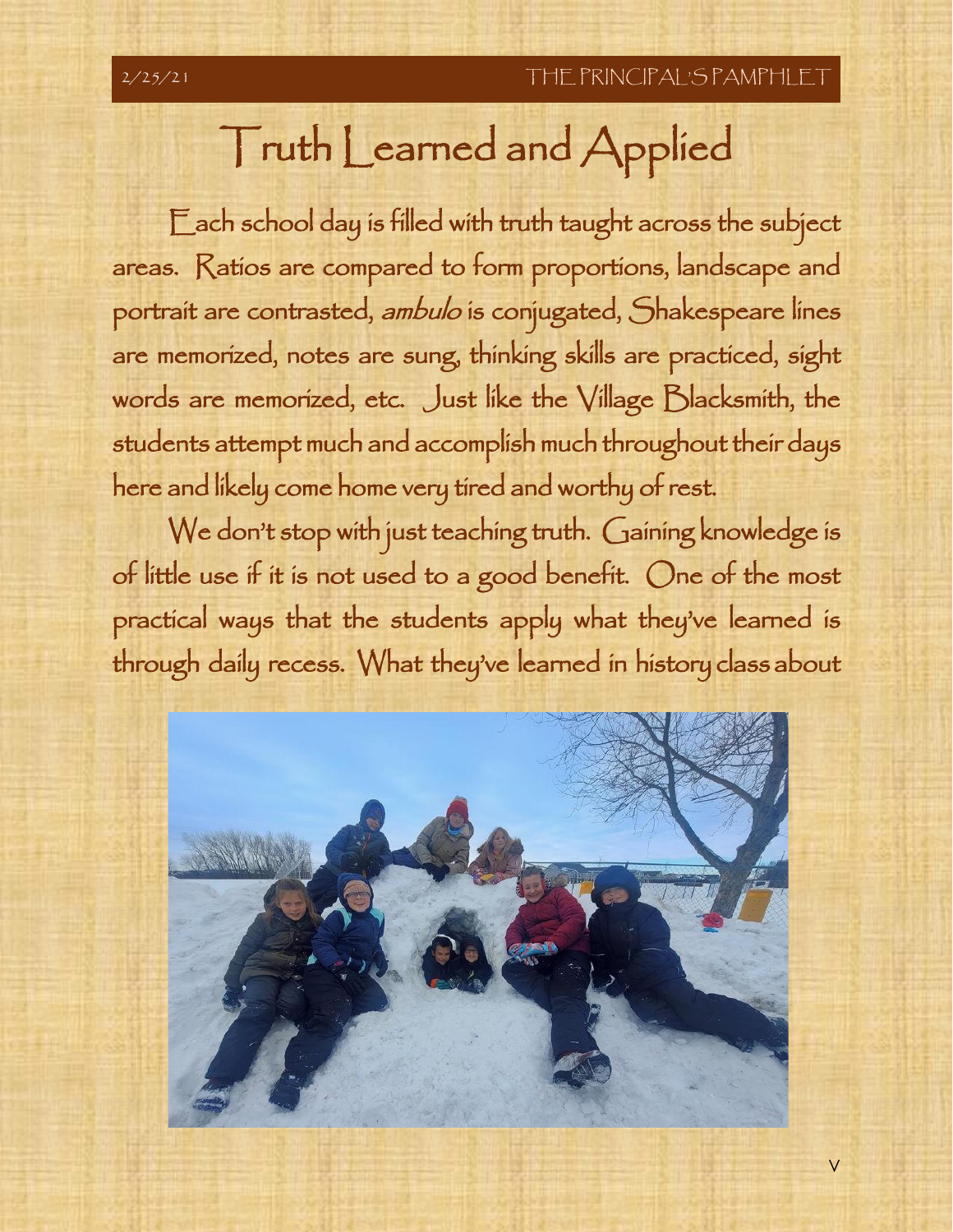# Truth Learned and Applied

Each school day is filled with truth taught across the subject areas. Ratios are compared to form proportions, landscape and portrait are contrasted, *ambulo* is conjugated, Shakespeare lines are memorized, notes are sung, thinking skills are practiced, sight words are memorized, etc. Just like the Village Blacksmith, the students attempt much and accomplish much throughout their days here and likely come home very tired and worthy of rest.

We don't stop with just teaching truth. Gaining knowledge is of little use if it is not used to a good benefit. One of the most practical ways that the students apply what they've learned is through daily recess. What they've learned in history class about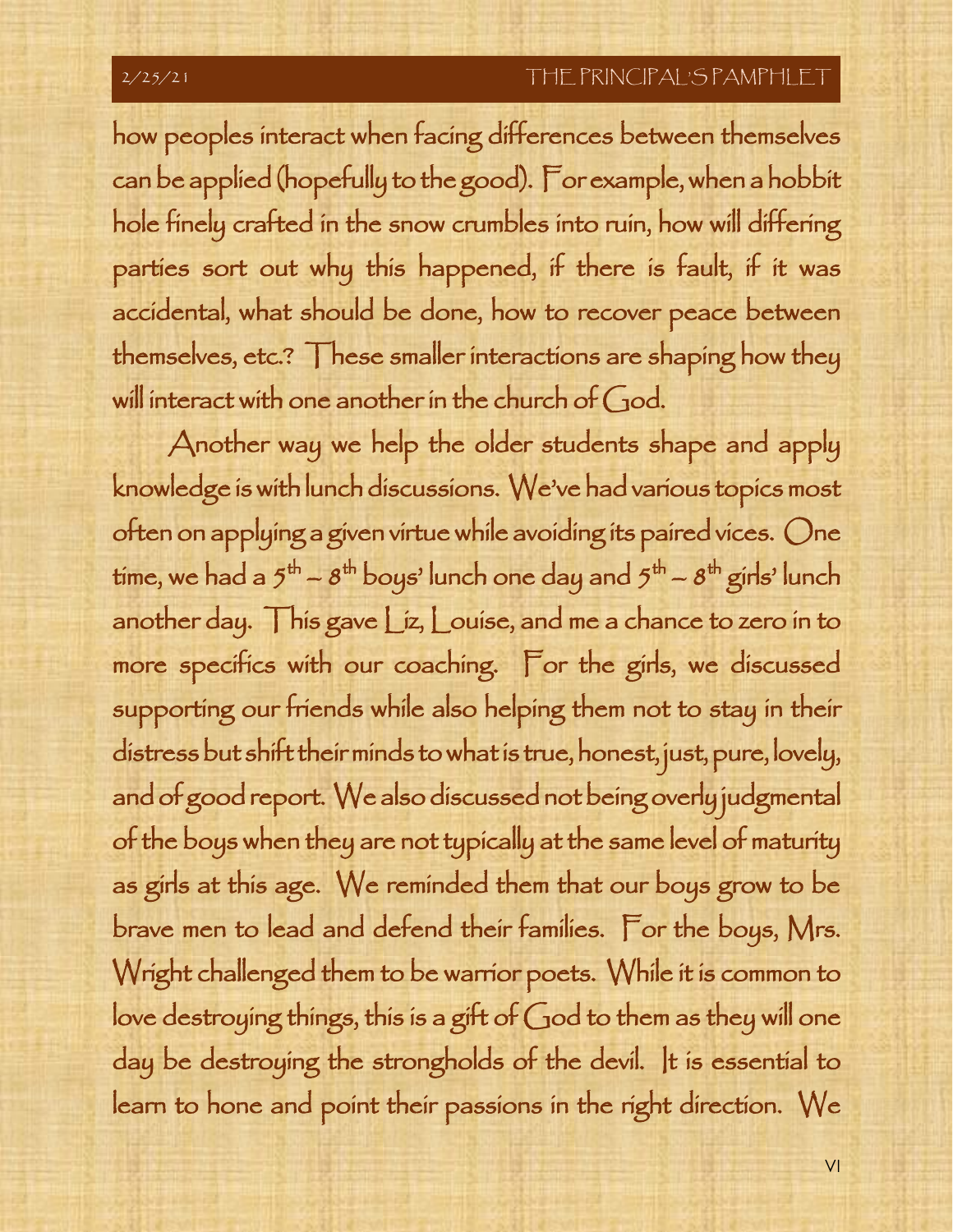how peoples interact when facing differences between themselves can be applied (hopefully to the good). For example, when a hobbit hole finely crafted in the snow crumbles into ruin, how will differing parties sort out why this happened, if there is fault, if it was accidental, what should be done, how to recover peace between themselves, etc.? These smaller interactions are shaping how they will interact with one another in the church of God.

Another way we help the older students shape and apply knowledge is with lunch discussions. We've had various topics most often on applying a given virtue while avoiding its paired vices. One time, we had a 5th – 8th boys' lunch one day and 5th – 8th girls' lunch another day. This gave Liz, Louise, and me a chance to zero in to more specifics with our coaching. For the girls, we discussed supporting our friends while also helping them not to stay in their distress but shift their minds to what is true, honest, just, pure, lovely, and of good report. We also discussed not being overly judgmental of the boys when they are not typically at the same level of maturity as girls at this age. We reminded them that our boys grow to be brave men to lead and defend their families. For the boys, Mrs. Wright challenged them to be warrior poets. While it is common to love destroying things, this is a gift of God to them as they will one day be destroying the strongholds of the devil. It is essential to learn to hone and point their passions in the right direction. We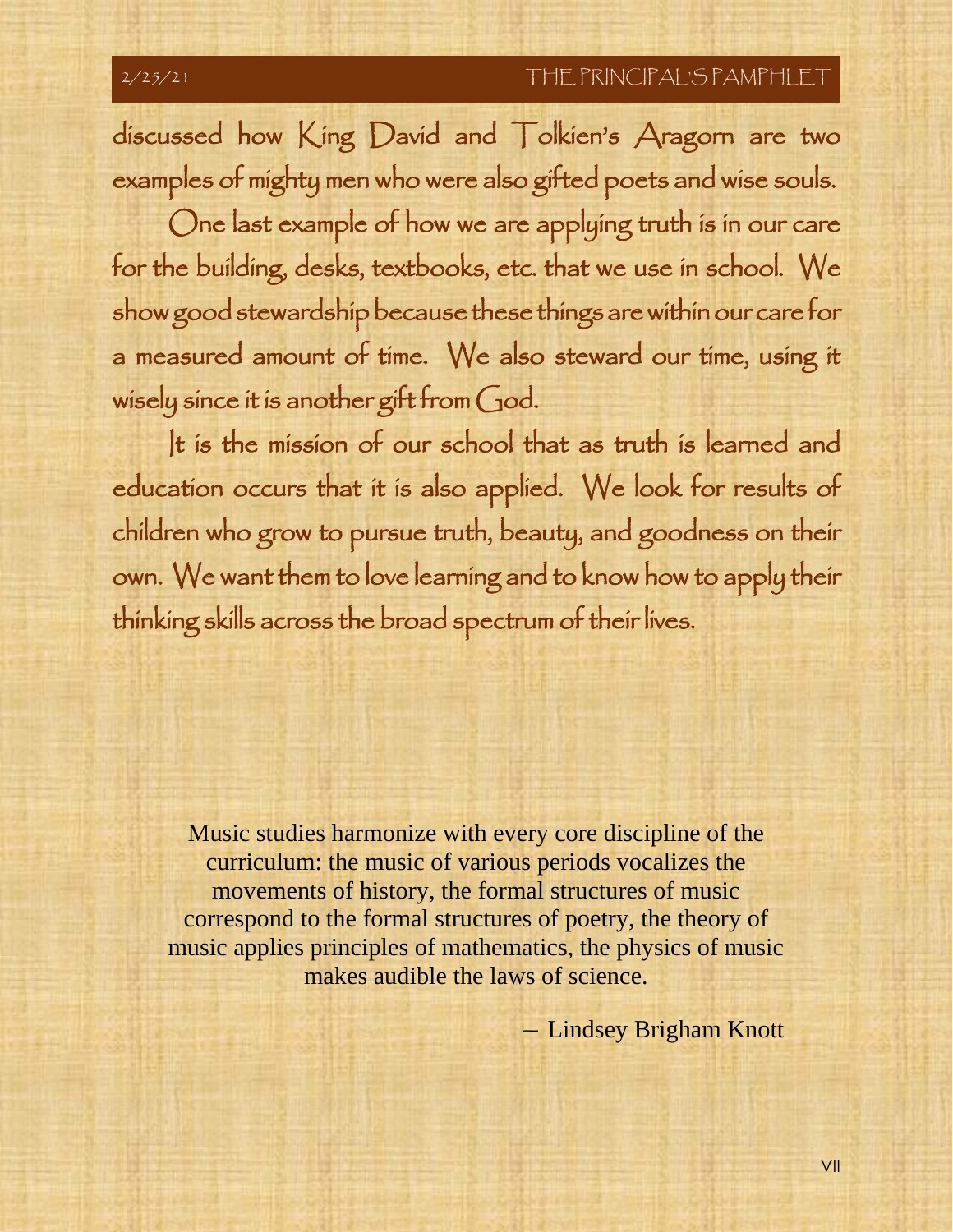discussed how King David and Tolkien's Aragorn are two examples of mighty men who were also gifted poets and wise souls.

One last example of how we are applying truth is in our care for the building, desks, textbooks, etc. that we use in school. We show good stewardship because these things are within our care for a measured amount of time. We also steward our time, using it wisely since it is another gift from God.

It is the mission of our school that as truth is learned and education occurs that it is also applied. We look for results of children who grow to pursue truth, beauty, and goodness on their own. We want them to love learning and to know how to apply their thinking skills across the broad spectrum of their lives.

> Music studies harmonize with every core discipline of the curriculum: the music of various periods vocalizes the movements of history, the formal structures of music correspond to the formal structures of poetry, the theory of music applies principles of mathematics, the physics of music makes audible the laws of science.
>
> — Lindsey Brigham Knott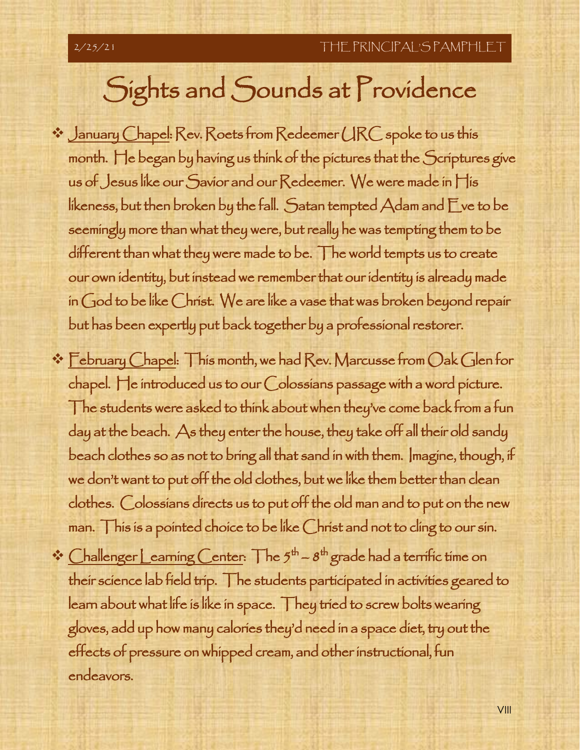# Sights and Sounds at Providence

- January Chapel: Rev. Roets from Redeemer URC spoke to us this month. He began by having us think of the pictures that the Scriptures give us of Jesus like our Savior and our Redeemer. We were made in His likeness, but then broken by the fall. Satan tempted Adam and Eve to be seemingly more than what they were, but really he was tempting them to be different than what they were made to be. The world tempts us to create our own identity, but instead we remember that our identity is already made in God to be like Christ. We are like a vase that was broken beyond repair but has been expertly put back together by a professional restorer.
- February Chapel: This month, we had Rev. Marcusse from Oak Glen for chapel. He introduced us to our Colossians passage with a word picture. The students were asked to think about when they've come back from a fun day at the beach. As they enter the house, they take off all their old sandy beach clothes so as not to bring all that sand in with them. Imagine, though, if we don't want to put off the old clothes, but we like them better than clean clothes. Colossians directs us to put off the old man and to put on the new man. This is a pointed choice to be like Christ and not to cling to our sin.
- Challenger Learning Center: The 5th – 8th grade had a terrific time on their science lab field trip. The students participated in activities geared to learn about what life is like in space. They tried to screw bolts wearing gloves, add up how many calories they'd need in a space diet, try out the effects of pressure on whipped cream, and other instructional, fun endeavors.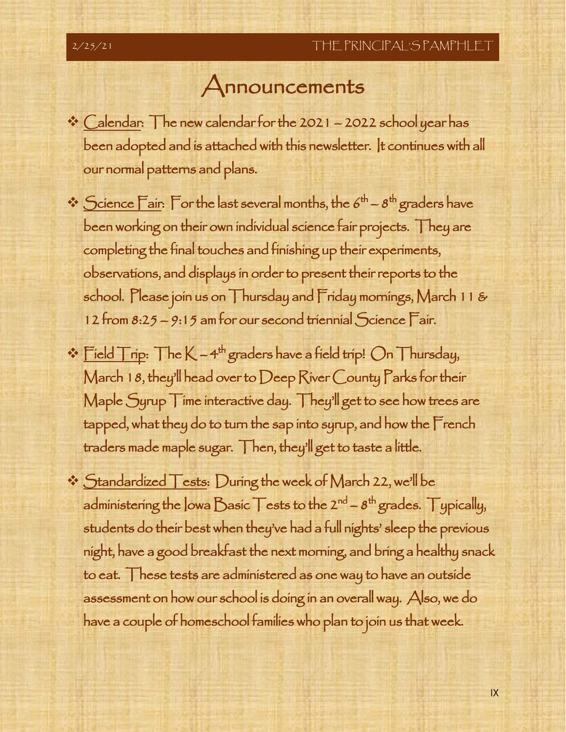# Announcements

- Calendar: The new calendar for the 2021 – 2022 school year has been adopted and is attached with this newsletter. It continues with all our normal patterns and plans.

- Science Fair: For the last several months, the 6th – 8th graders have been working on their own individual science fair projects. They are completing the final touches and finishing up their experiments, observations, and displays in order to present their reports to the school. Please join us on Thursday and Friday mornings, March 11 & 12 from 8:25 – 9:15 am for our second triennial Science Fair.

- Field Trip: The K – 4th graders have a field trip! On Thursday, March 18, they'll head over to Deep River County Parks for their Maple Syrup Time interactive day. They'll get to see how trees are tapped, what they do to turn the sap into syrup, and how the French traders made maple sugar. Then, they'll get to taste a little.

- Standardized Tests: During the week of March 22, we'll be administering the Iowa Basic Tests to the 2nd – 8th grades. Typically, students do their best when they've had a full nights' sleep the previous night, have a good breakfast the next morning, and bring a healthy snack to eat. These tests are administered as one way to have an outside assessment on how our school is doing in an overall way. Also, we do have a couple of homeschool families who plan to join us that week.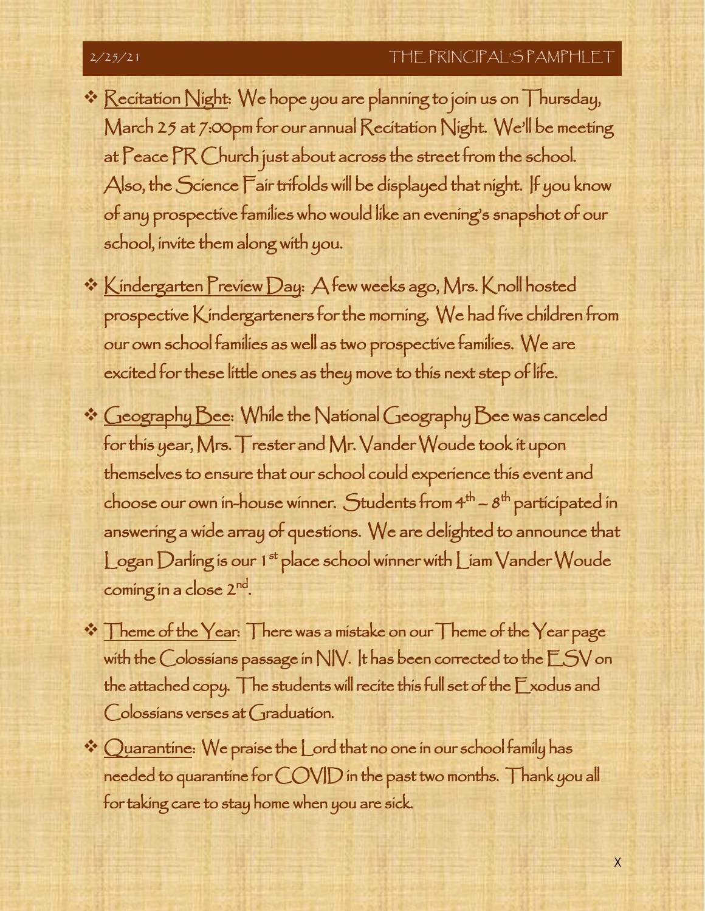- Recitation Night: We hope you are planning to join us on Thursday, March 25 at 7:00pm for our annual Recitation Night. We'll be meeting at Peace PR Church just about across the street from the school. Also, the Science Fair trifolds will be displayed that night. If you know of any prospective families who would like an evening's snapshot of our school, invite them along with you.

- Kindergarten Preview Day: A few weeks ago, Mrs. Knoll hosted prospective Kindergarteners for the morning. We had five children from our own school families as well as two prospective families. We are excited for these little ones as they move to this next step of life.

- Geography Bee: While the National Geography Bee was canceled for this year, Mrs. Trester and Mr. Vander Woude took it upon themselves to ensure that our school could experience this event and choose our own in-house winner. Students from 4th – 8th participated in answering a wide array of questions. We are delighted to announce that Logan Darling is our 1st place school winner with Liam Vander Woude coming in a close 2nd.

- Theme of the Year: There was a mistake on our Theme of the Year page with the Colossians passage in NIV. It has been corrected to the ESV on the attached copy. The students will recite this full set of the Exodus and Colossians verses at Graduation.

- Quarantine: We praise the Lord that no one in our school family has needed to quarantine for COVID in the past two months. Thank you all for taking care to stay home when you are sick.

X